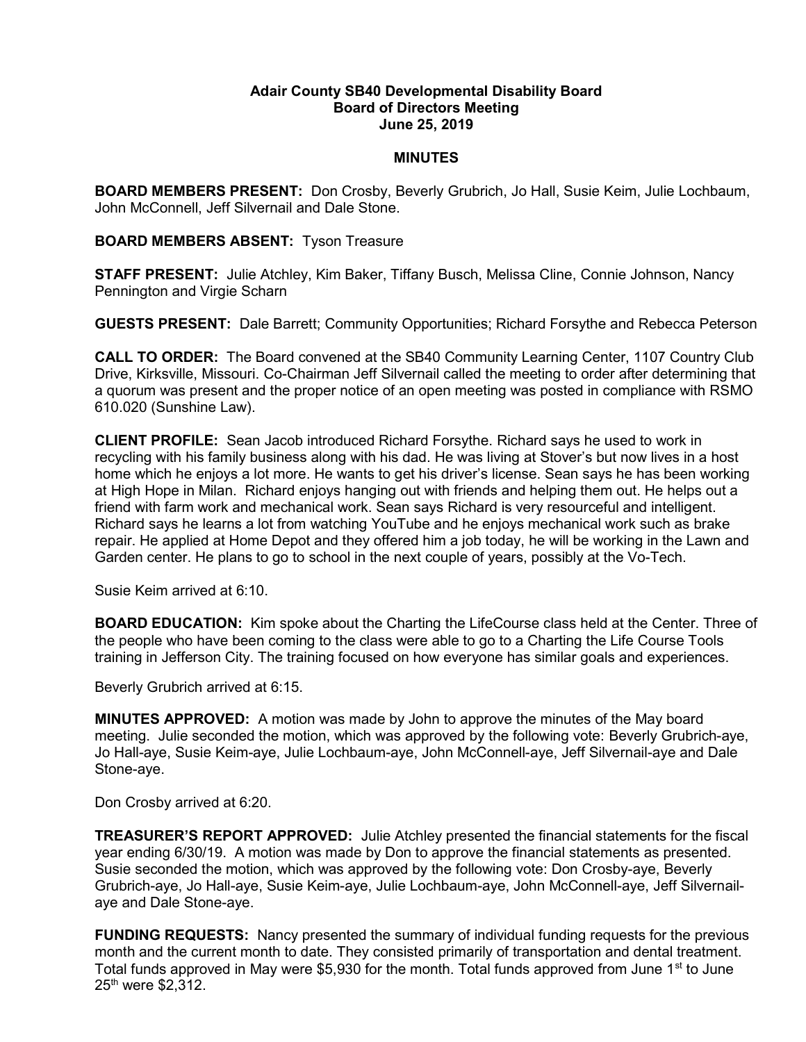**Adair County SB40 Developmental Disability Board**
**Board of Directors Meeting**
**June 25, 2019**

**MINUTES**

**BOARD MEMBERS PRESENT:** Don Crosby, Beverly Grubrich, Jo Hall, Susie Keim, Julie Lochbaum, John McConnell, Jeff Silvernail and Dale Stone.

**BOARD MEMBERS ABSENT:** Tyson Treasure

**STAFF PRESENT:** Julie Atchley, Kim Baker, Tiffany Busch, Melissa Cline, Connie Johnson, Nancy Pennington and Virgie Scharn

**GUESTS PRESENT:** Dale Barrett; Community Opportunities; Richard Forsythe and Rebecca Peterson

**CALL TO ORDER:** The Board convened at the SB40 Community Learning Center, 1107 Country Club Drive, Kirksville, Missouri. Co-Chairman Jeff Silvernail called the meeting to order after determining that a quorum was present and the proper notice of an open meeting was posted in compliance with RSMO 610.020 (Sunshine Law).

**CLIENT PROFILE:** Sean Jacob introduced Richard Forsythe. Richard says he used to work in recycling with his family business along with his dad. He was living at Stover's but now lives in a host home which he enjoys a lot more. He wants to get his driver's license. Sean says he has been working at High Hope in Milan. Richard enjoys hanging out with friends and helping them out. He helps out a friend with farm work and mechanical work. Sean says Richard is very resourceful and intelligent. Richard says he learns a lot from watching YouTube and he enjoys mechanical work such as brake repair. He applied at Home Depot and they offered him a job today, he will be working in the Lawn and Garden center. He plans to go to school in the next couple of years, possibly at the Vo-Tech.

Susie Keim arrived at 6:10.

**BOARD EDUCATION:** Kim spoke about the Charting the LifeCourse class held at the Center. Three of the people who have been coming to the class were able to go to a Charting the Life Course Tools training in Jefferson City. The training focused on how everyone has similar goals and experiences.

Beverly Grubrich arrived at 6:15.

**MINUTES APPROVED:** A motion was made by John to approve the minutes of the May board meeting. Julie seconded the motion, which was approved by the following vote: Beverly Grubrich-aye, Jo Hall-aye, Susie Keim-aye, Julie Lochbaum-aye, John McConnell-aye, Jeff Silvernail-aye and Dale Stone-aye.

Don Crosby arrived at 6:20.

**TREASURER'S REPORT APPROVED:** Julie Atchley presented the financial statements for the fiscal year ending 6/30/19. A motion was made by Don to approve the financial statements as presented. Susie seconded the motion, which was approved by the following vote: Don Crosby-aye, Beverly Grubrich-aye, Jo Hall-aye, Susie Keim-aye, Julie Lochbaum-aye, John McConnell-aye, Jeff Silvernail-aye and Dale Stone-aye.

**FUNDING REQUESTS:** Nancy presented the summary of individual funding requests for the previous month and the current month to date. They consisted primarily of transportation and dental treatment. Total funds approved in May were $5,930 for the month. Total funds approved from June 1st to June 25th were $2,312.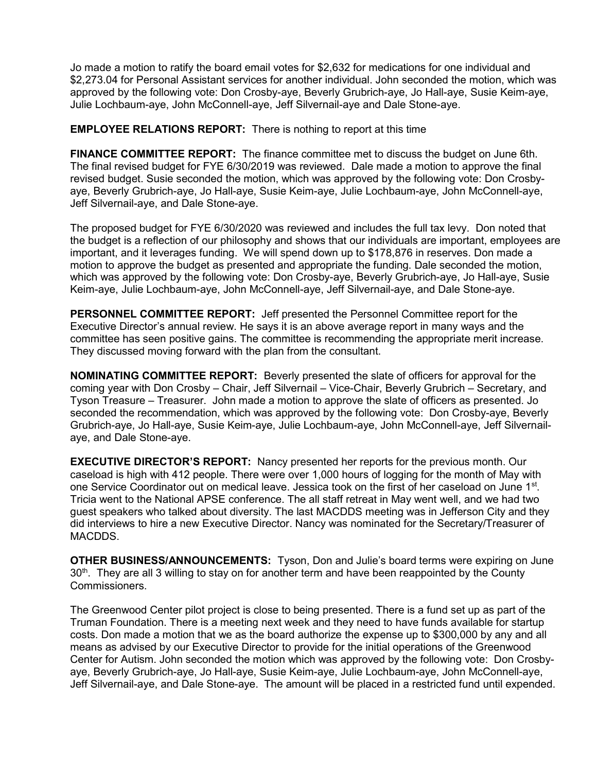Jo made a motion to ratify the board email votes for $2,632 for medications for one individual and $2,273.04 for Personal Assistant services for another individual. John seconded the motion, which was approved by the following vote: Don Crosby-aye, Beverly Grubrich-aye, Jo Hall-aye, Susie Keim-aye, Julie Lochbaum-aye, John McConnell-aye, Jeff Silvernail-aye and Dale Stone-aye.

**EMPLOYEE RELATIONS REPORT:** There is nothing to report at this time

**FINANCE COMMITTEE REPORT:** The finance committee met to discuss the budget on June 6th. The final revised budget for FYE 6/30/2019 was reviewed. Dale made a motion to approve the final revised budget. Susie seconded the motion, which was approved by the following vote: Don Crosby-aye, Beverly Grubrich-aye, Jo Hall-aye, Susie Keim-aye, Julie Lochbaum-aye, John McConnell-aye, Jeff Silvernail-aye, and Dale Stone-aye.

The proposed budget for FYE 6/30/2020 was reviewed and includes the full tax levy. Don noted that the budget is a reflection of our philosophy and shows that our individuals are important, employees are important, and it leverages funding. We will spend down up to $178,876 in reserves. Don made a motion to approve the budget as presented and appropriate the funding. Dale seconded the motion, which was approved by the following vote: Don Crosby-aye, Beverly Grubrich-aye, Jo Hall-aye, Susie Keim-aye, Julie Lochbaum-aye, John McConnell-aye, Jeff Silvernail-aye, and Dale Stone-aye.

**PERSONNEL COMMITTEE REPORT:** Jeff presented the Personnel Committee report for the Executive Director's annual review. He says it is an above average report in many ways and the committee has seen positive gains. The committee is recommending the appropriate merit increase. They discussed moving forward with the plan from the consultant.

**NOMINATING COMMITTEE REPORT:** Beverly presented the slate of officers for approval for the coming year with Don Crosby – Chair, Jeff Silvernail – Vice-Chair, Beverly Grubrich – Secretary, and Tyson Treasure – Treasurer. John made a motion to approve the slate of officers as presented. Jo seconded the recommendation, which was approved by the following vote: Don Crosby-aye, Beverly Grubrich-aye, Jo Hall-aye, Susie Keim-aye, Julie Lochbaum-aye, John McConnell-aye, Jeff Silvernail-aye, and Dale Stone-aye.

**EXECUTIVE DIRECTOR'S REPORT:** Nancy presented her reports for the previous month. Our caseload is high with 412 people. There were over 1,000 hours of logging for the month of May with one Service Coordinator out on medical leave. Jessica took on the first of her caseload on June 1st. Tricia went to the National APSE conference. The all staff retreat in May went well, and we had two guest speakers who talked about diversity. The last MACDDS meeting was in Jefferson City and they did interviews to hire a new Executive Director. Nancy was nominated for the Secretary/Treasurer of MACDDS.

**OTHER BUSINESS/ANNOUNCEMENTS:** Tyson, Don and Julie's board terms were expiring on June 30th. They are all 3 willing to stay on for another term and have been reappointed by the County Commissioners.

The Greenwood Center pilot project is close to being presented. There is a fund set up as part of the Truman Foundation. There is a meeting next week and they need to have funds available for startup costs. Don made a motion that we as the board authorize the expense up to $300,000 by any and all means as advised by our Executive Director to provide for the initial operations of the Greenwood Center for Autism. John seconded the motion which was approved by the following vote: Don Crosby-aye, Beverly Grubrich-aye, Jo Hall-aye, Susie Keim-aye, Julie Lochbaum-aye, John McConnell-aye, Jeff Silvernail-aye, and Dale Stone-aye. The amount will be placed in a restricted fund until expended.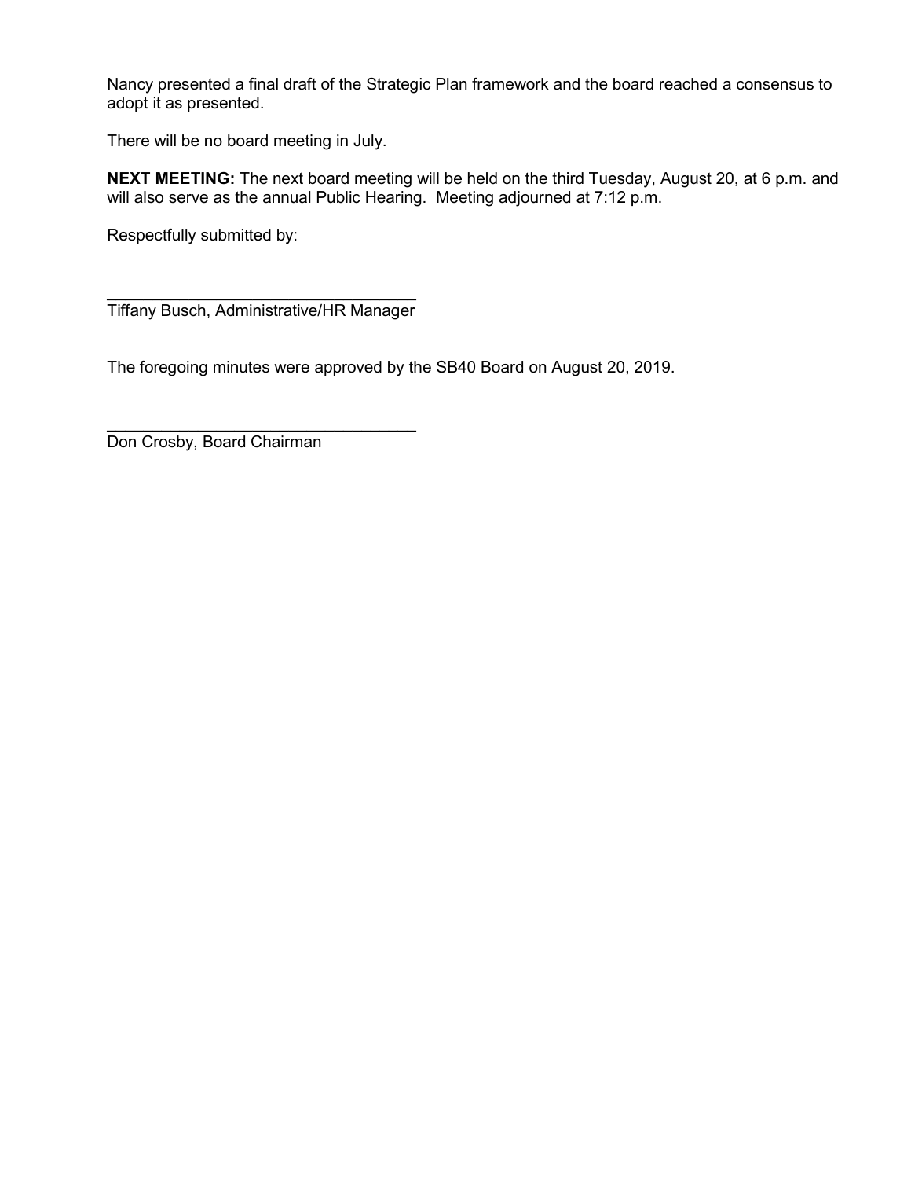Nancy presented a final draft of the Strategic Plan framework and the board reached a consensus to adopt it as presented.

There will be no board meeting in July.

**NEXT MEETING:** The next board meeting will be held on the third Tuesday, August 20, at 6 p.m. and will also serve as the annual Public Hearing. Meeting adjourned at 7:12 p.m.

Respectfully submitted by:

___________________________________
Tiffany Busch, Administrative/HR Manager

The foregoing minutes were approved by the SB40 Board on August 20, 2019.

___________________________________
Don Crosby, Board Chairman